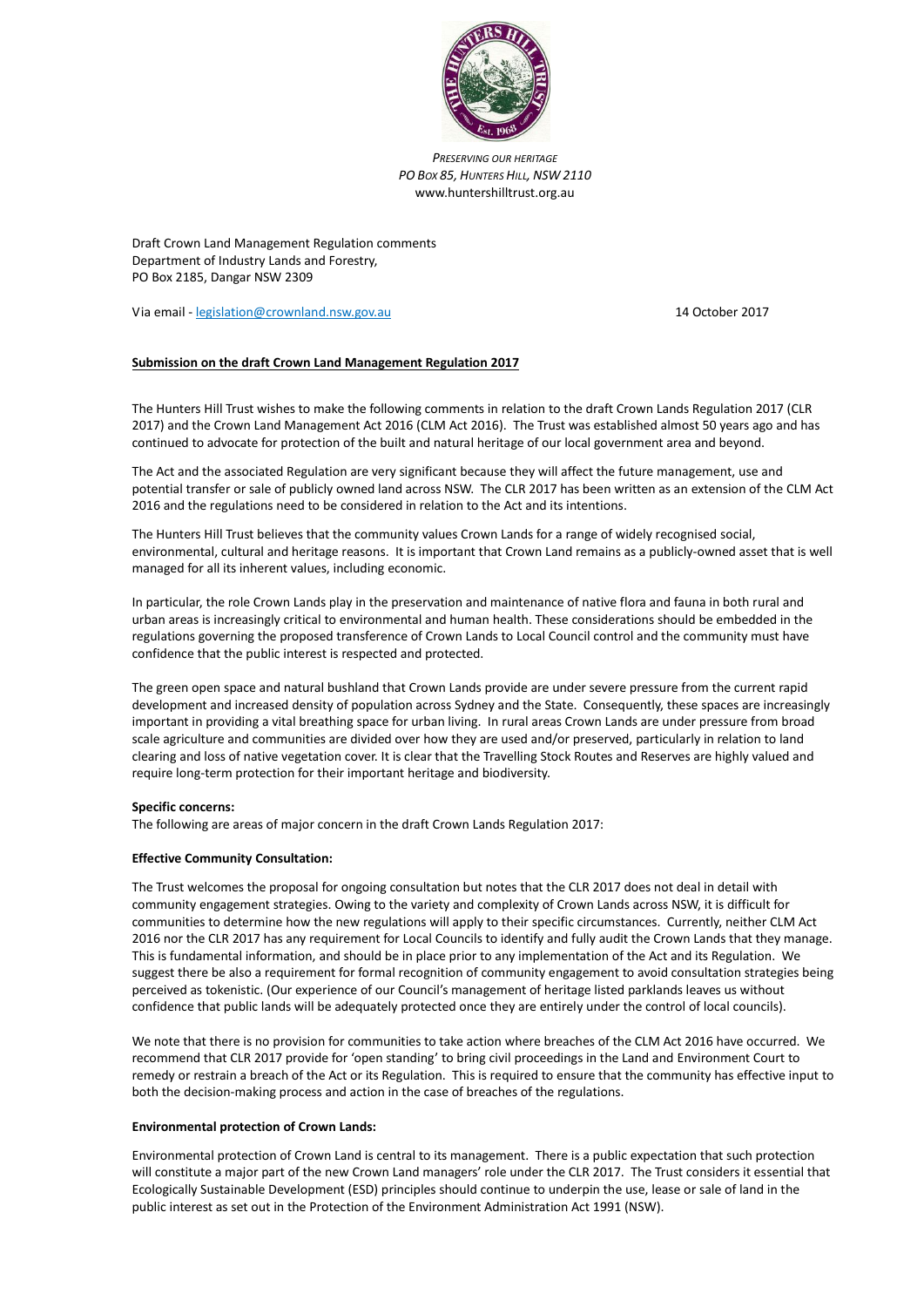*PRESERVING OUR HERITAGE*
*PO BOX 85, HUNTERS HILL, NSW 2110*
www.huntershilltrust.org.au

Draft Crown Land Management Regulation comments
Department of Industry Lands and Forestry,
PO Box 2185, Dangar NSW 2309

Via email - legislation@crownland.nsw.gov.au

14 October 2017

**Submission on the draft Crown Land Management Regulation 2017**

The Hunters Hill Trust wishes to make the following comments in relation to the draft Crown Lands Regulation 2017 (CLR 2017) and the Crown Land Management Act 2016 (CLM Act 2016). The Trust was established almost 50 years ago and has continued to advocate for protection of the built and natural heritage of our local government area and beyond.

The Act and the associated Regulation are very significant because they will affect the future management, use and potential transfer or sale of publicly owned land across NSW. The CLR 2017 has been written as an extension of the CLM Act 2016 and the regulations need to be considered in relation to the Act and its intentions.

The Hunters Hill Trust believes that the community values Crown Lands for a range of widely recognised social, environmental, cultural and heritage reasons. It is important that Crown Land remains as a publicly-owned asset that is well managed for all its inherent values, including economic.

In particular, the role Crown Lands play in the preservation and maintenance of native flora and fauna in both rural and urban areas is increasingly critical to environmental and human health. These considerations should be embedded in the regulations governing the proposed transference of Crown Lands to Local Council control and the community must have confidence that the public interest is respected and protected.

The green open space and natural bushland that Crown Lands provide are under severe pressure from the current rapid development and increased density of population across Sydney and the State. Consequently, these spaces are increasingly important in providing a vital breathing space for urban living. In rural areas Crown Lands are under pressure from broad scale agriculture and communities are divided over how they are used and/or preserved, particularly in relation to land clearing and loss of native vegetation cover. It is clear that the Travelling Stock Routes and Reserves are highly valued and require long-term protection for their important heritage and biodiversity.

**Specific concerns:**
The following are areas of major concern in the draft Crown Lands Regulation 2017:

**Effective Community Consultation:**

The Trust welcomes the proposal for ongoing consultation but notes that the CLR 2017 does not deal in detail with community engagement strategies. Owing to the variety and complexity of Crown Lands across NSW, it is difficult for communities to determine how the new regulations will apply to their specific circumstances. Currently, neither CLM Act 2016 nor the CLR 2017 has any requirement for Local Councils to identify and fully audit the Crown Lands that they manage. This is fundamental information, and should be in place prior to any implementation of the Act and its Regulation. We suggest there be also a requirement for formal recognition of community engagement to avoid consultation strategies being perceived as tokenistic. (Our experience of our Council's management of heritage listed parklands leaves us without confidence that public lands will be adequately protected once they are entirely under the control of local councils).

We note that there is no provision for communities to take action where breaches of the CLM Act 2016 have occurred. We recommend that CLR 2017 provide for 'open standing' to bring civil proceedings in the Land and Environment Court to remedy or restrain a breach of the Act or its Regulation. This is required to ensure that the community has effective input to both the decision-making process and action in the case of breaches of the regulations.

**Environmental protection of Crown Lands:**

Environmental protection of Crown Land is central to its management. There is a public expectation that such protection will constitute a major part of the new Crown Land managers' role under the CLR 2017. The Trust considers it essential that Ecologically Sustainable Development (ESD) principles should continue to underpin the use, lease or sale of land in the public interest as set out in the Protection of the Environment Administration Act 1991 (NSW).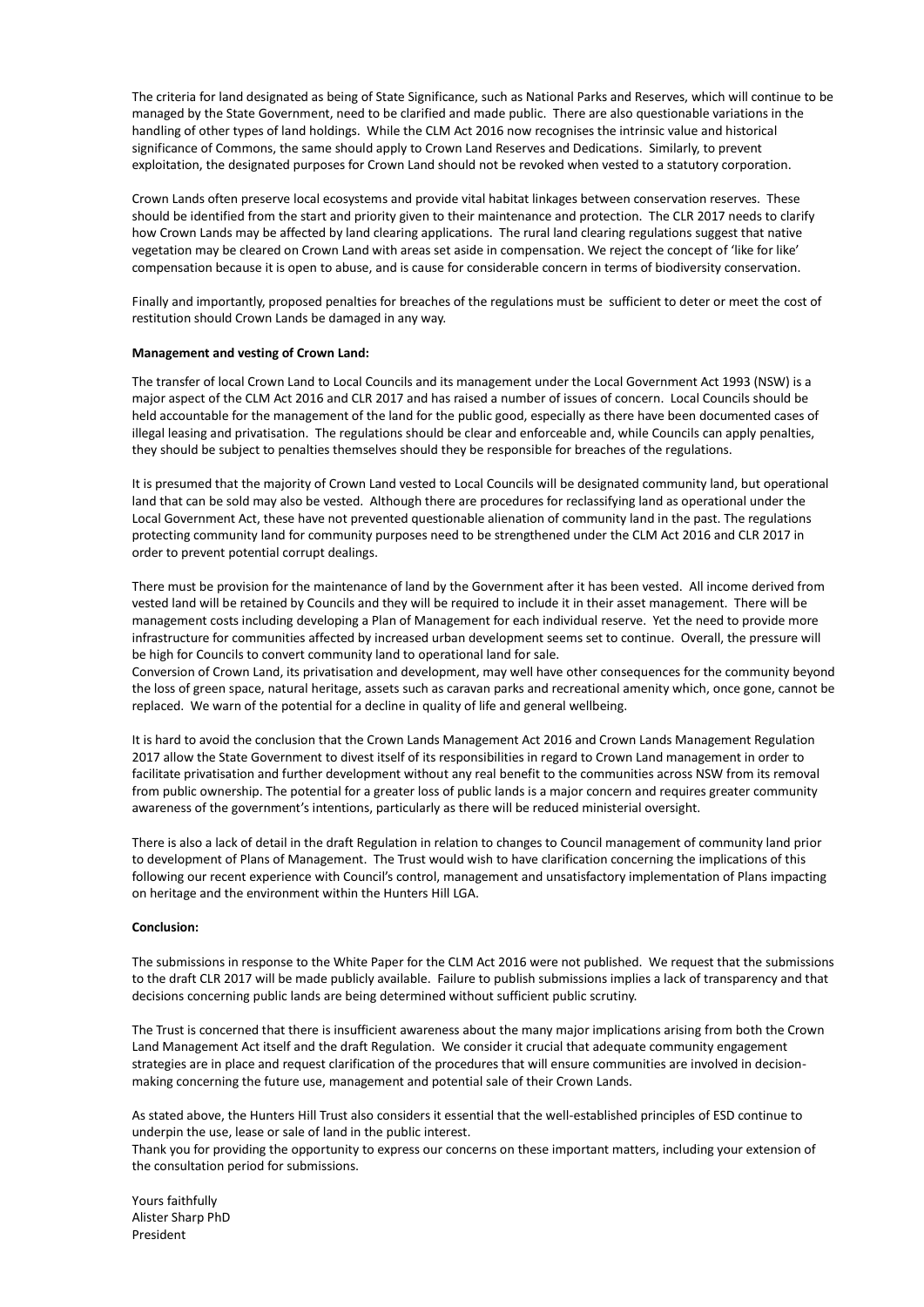The criteria for land designated as being of State Significance, such as National Parks and Reserves, which will continue to be managed by the State Government, need to be clarified and made public. There are also questionable variations in the handling of other types of land holdings. While the CLM Act 2016 now recognises the intrinsic value and historical significance of Commons, the same should apply to Crown Land Reserves and Dedications. Similarly, to prevent exploitation, the designated purposes for Crown Land should not be revoked when vested to a statutory corporation.

Crown Lands often preserve local ecosystems and provide vital habitat linkages between conservation reserves. These should be identified from the start and priority given to their maintenance and protection. The CLR 2017 needs to clarify how Crown Lands may be affected by land clearing applications. The rural land clearing regulations suggest that native vegetation may be cleared on Crown Land with areas set aside in compensation. We reject the concept of 'like for like' compensation because it is open to abuse, and is cause for considerable concern in terms of biodiversity conservation.

Finally and importantly, proposed penalties for breaches of the regulations must be sufficient to deter or meet the cost of restitution should Crown Lands be damaged in any way.

**Management and vesting of Crown Land:**

The transfer of local Crown Land to Local Councils and its management under the Local Government Act 1993 (NSW) is a major aspect of the CLM Act 2016 and CLR 2017 and has raised a number of issues of concern. Local Councils should be held accountable for the management of the land for the public good, especially as there have been documented cases of illegal leasing and privatisation. The regulations should be clear and enforceable and, while Councils can apply penalties, they should be subject to penalties themselves should they be responsible for breaches of the regulations.

It is presumed that the majority of Crown Land vested to Local Councils will be designated community land, but operational land that can be sold may also be vested. Although there are procedures for reclassifying land as operational under the Local Government Act, these have not prevented questionable alienation of community land in the past. The regulations protecting community land for community purposes need to be strengthened under the CLM Act 2016 and CLR 2017 in order to prevent potential corrupt dealings.

There must be provision for the maintenance of land by the Government after it has been vested. All income derived from vested land will be retained by Councils and they will be required to include it in their asset management. There will be management costs including developing a Plan of Management for each individual reserve. Yet the need to provide more infrastructure for communities affected by increased urban development seems set to continue. Overall, the pressure will be high for Councils to convert community land to operational land for sale.
Conversion of Crown Land, its privatisation and development, may well have other consequences for the community beyond the loss of green space, natural heritage, assets such as caravan parks and recreational amenity which, once gone, cannot be replaced. We warn of the potential for a decline in quality of life and general wellbeing.

It is hard to avoid the conclusion that the Crown Lands Management Act 2016 and Crown Lands Management Regulation 2017 allow the State Government to divest itself of its responsibilities in regard to Crown Land management in order to facilitate privatisation and further development without any real benefit to the communities across NSW from its removal from public ownership. The potential for a greater loss of public lands is a major concern and requires greater community awareness of the government's intentions, particularly as there will be reduced ministerial oversight.

There is also a lack of detail in the draft Regulation in relation to changes to Council management of community land prior to development of Plans of Management. The Trust would wish to have clarification concerning the implications of this following our recent experience with Council's control, management and unsatisfactory implementation of Plans impacting on heritage and the environment within the Hunters Hill LGA.

**Conclusion:**

The submissions in response to the White Paper for the CLM Act 2016 were not published. We request that the submissions to the draft CLR 2017 will be made publicly available. Failure to publish submissions implies a lack of transparency and that decisions concerning public lands are being determined without sufficient public scrutiny.

The Trust is concerned that there is insufficient awareness about the many major implications arising from both the Crown Land Management Act itself and the draft Regulation. We consider it crucial that adequate community engagement strategies are in place and request clarification of the procedures that will ensure communities are involved in decision-making concerning the future use, management and potential sale of their Crown Lands.

As stated above, the Hunters Hill Trust also considers it essential that the well-established principles of ESD continue to underpin the use, lease or sale of land in the public interest.
Thank you for providing the opportunity to express our concerns on these important matters, including your extension of the consultation period for submissions.

Yours faithfully
Alister Sharp PhD
President